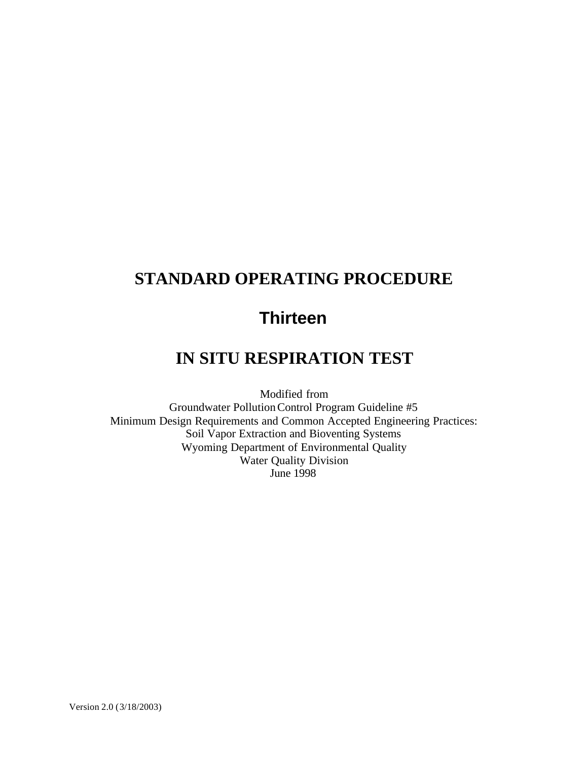# STANDARD OPERATING PROCEDURE

## Thirteen

# IN SITU RESPIRATION TEST

Modified from  
Groundwater Pollution Control Program Guideline #5  
Minimum Design Requirements and Common Accepted Engineering Practices:  
Soil Vapor Extraction and Bioventing Systems  
Wyoming Department of Environmental Quality  
Water Quality Division  
June 1998

Version 2.0 (3/18/2003)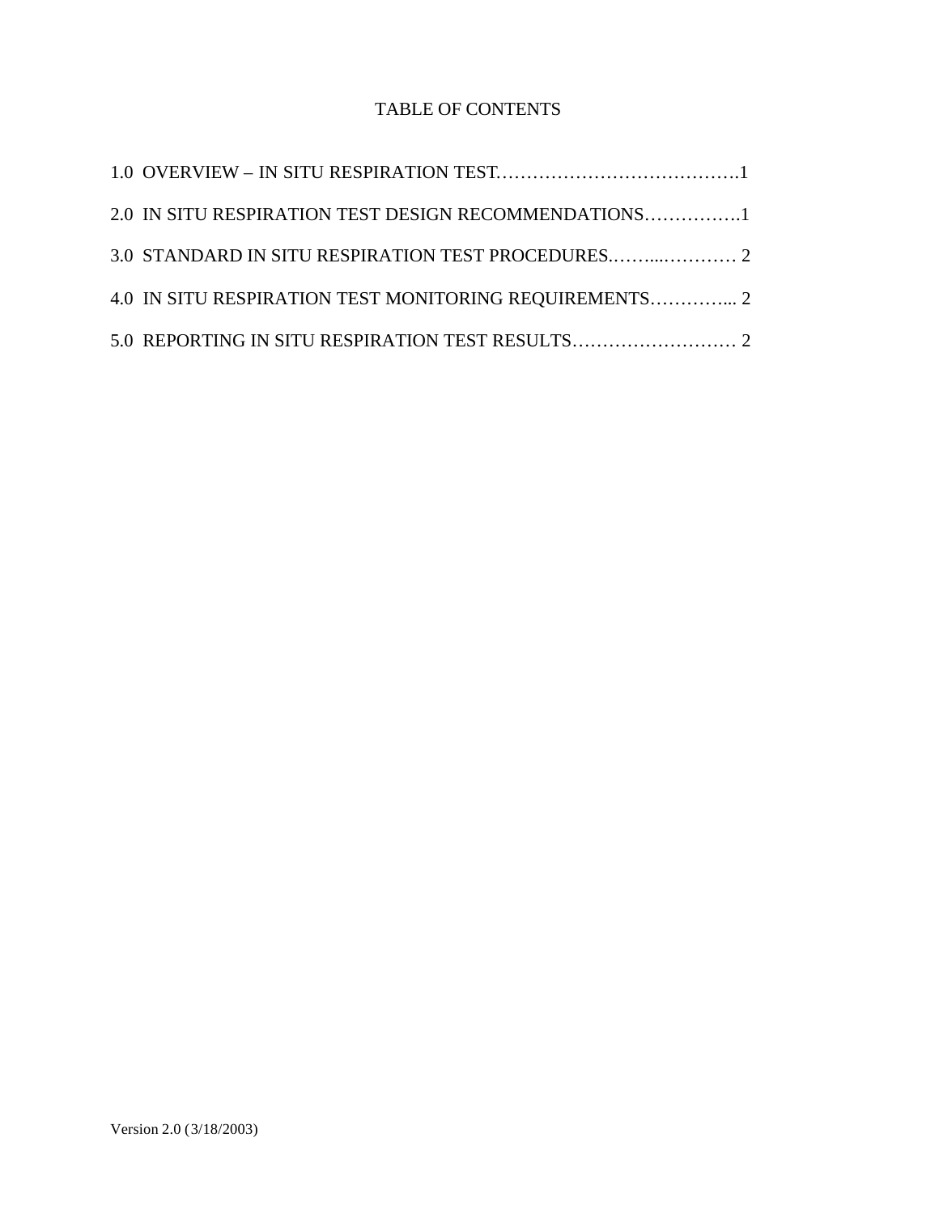# TABLE OF CONTENTS

1.0 OVERVIEW – IN SITU RESPIRATION TEST………………………………….1

2.0 IN SITU RESPIRATION TEST DESIGN RECOMMENDATIONS…………….1

3.0 STANDARD IN SITU RESPIRATION TEST PROCEDURES.……...………… 2

4.0 IN SITU RESPIRATION TEST MONITORING REQUIREMENTS…………... 2

5.0 REPORTING IN SITU RESPIRATION TEST RESULTS……………………… 2

Version 2.0 (3/18/2003)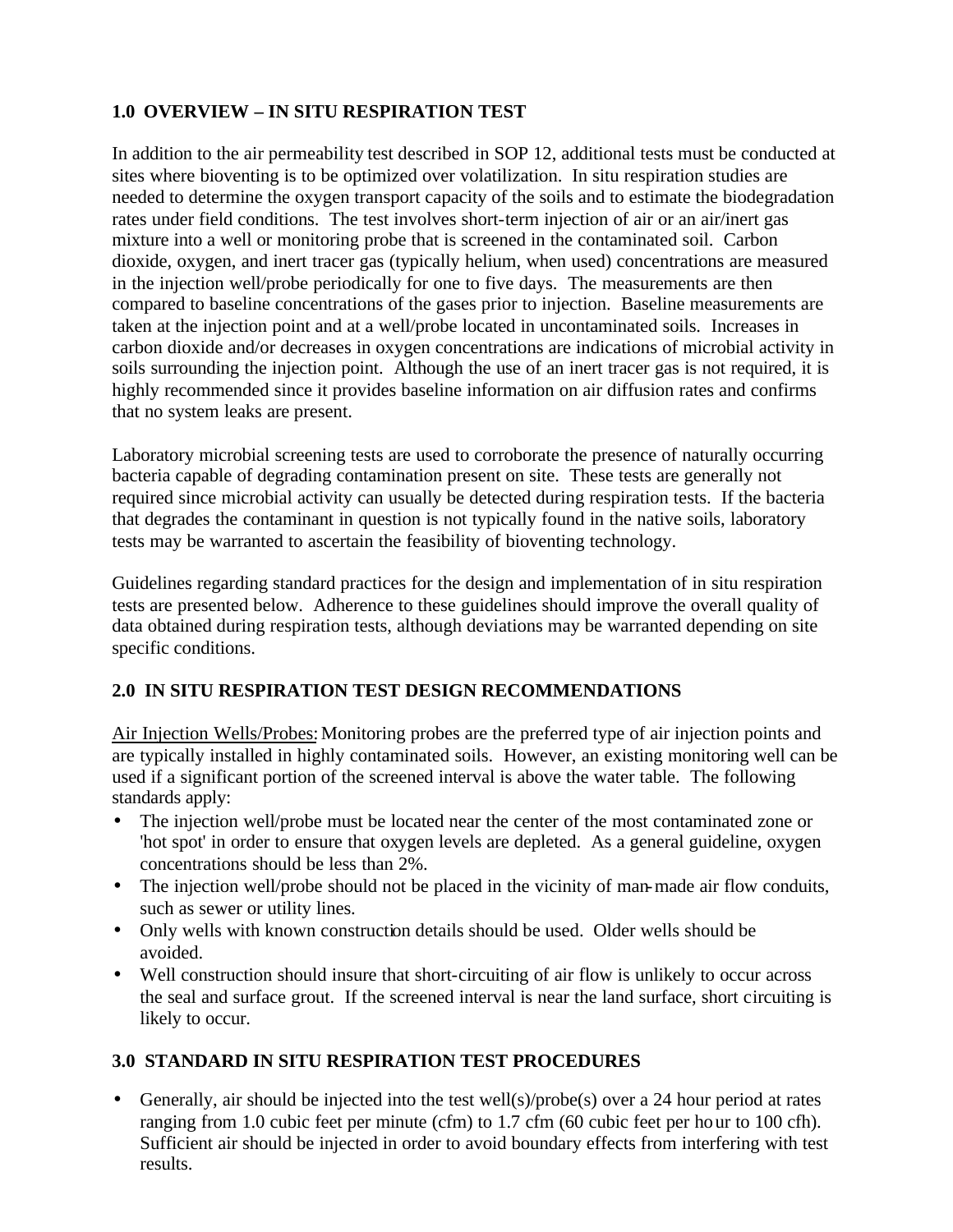## 1.0 OVERVIEW – IN SITU RESPIRATION TEST

In addition to the air permeability test described in SOP 12, additional tests must be conducted at sites where bioventing is to be optimized over volatilization. In situ respiration studies are needed to determine the oxygen transport capacity of the soils and to estimate the biodegradation rates under field conditions. The test involves short-term injection of air or an air/inert gas mixture into a well or monitoring probe that is screened in the contaminated soil. Carbon dioxide, oxygen, and inert tracer gas (typically helium, when used) concentrations are measured in the injection well/probe periodically for one to five days. The measurements are then compared to baseline concentrations of the gases prior to injection. Baseline measurements are taken at the injection point and at a well/probe located in uncontaminated soils. Increases in carbon dioxide and/or decreases in oxygen concentrations are indications of microbial activity in soils surrounding the injection point. Although the use of an inert tracer gas is not required, it is highly recommended since it provides baseline information on air diffusion rates and confirms that no system leaks are present.

Laboratory microbial screening tests are used to corroborate the presence of naturally occurring bacteria capable of degrading contamination present on site. These tests are generally not required since microbial activity can usually be detected during respiration tests. If the bacteria that degrades the contaminant in question is not typically found in the native soils, laboratory tests may be warranted to ascertain the feasibility of bioventing technology.

Guidelines regarding standard practices for the design and implementation of in situ respiration tests are presented below. Adherence to these guidelines should improve the overall quality of data obtained during respiration tests, although deviations may be warranted depending on site specific conditions.

## 2.0 IN SITU RESPIRATION TEST DESIGN RECOMMENDATIONS

Air Injection Wells/Probes: Monitoring probes are the preferred type of air injection points and are typically installed in highly contaminated soils. However, an existing monitoring well can be used if a significant portion of the screened interval is above the water table. The following standards apply:

- The injection well/probe must be located near the center of the most contaminated zone or 'hot spot' in order to ensure that oxygen levels are depleted. As a general guideline, oxygen concentrations should be less than 2%.
- The injection well/probe should not be placed in the vicinity of man-made air flow conduits, such as sewer or utility lines.
- Only wells with known construction details should be used. Older wells should be avoided.
- Well construction should insure that short-circuiting of air flow is unlikely to occur across the seal and surface grout. If the screened interval is near the land surface, short circuiting is likely to occur.

## 3.0 STANDARD IN SITU RESPIRATION TEST PROCEDURES

- Generally, air should be injected into the test well(s)/probe(s) over a 24 hour period at rates ranging from 1.0 cubic feet per minute (cfm) to 1.7 cfm (60 cubic feet per hour to 100 cfh). Sufficient air should be injected in order to avoid boundary effects from interfering with test results.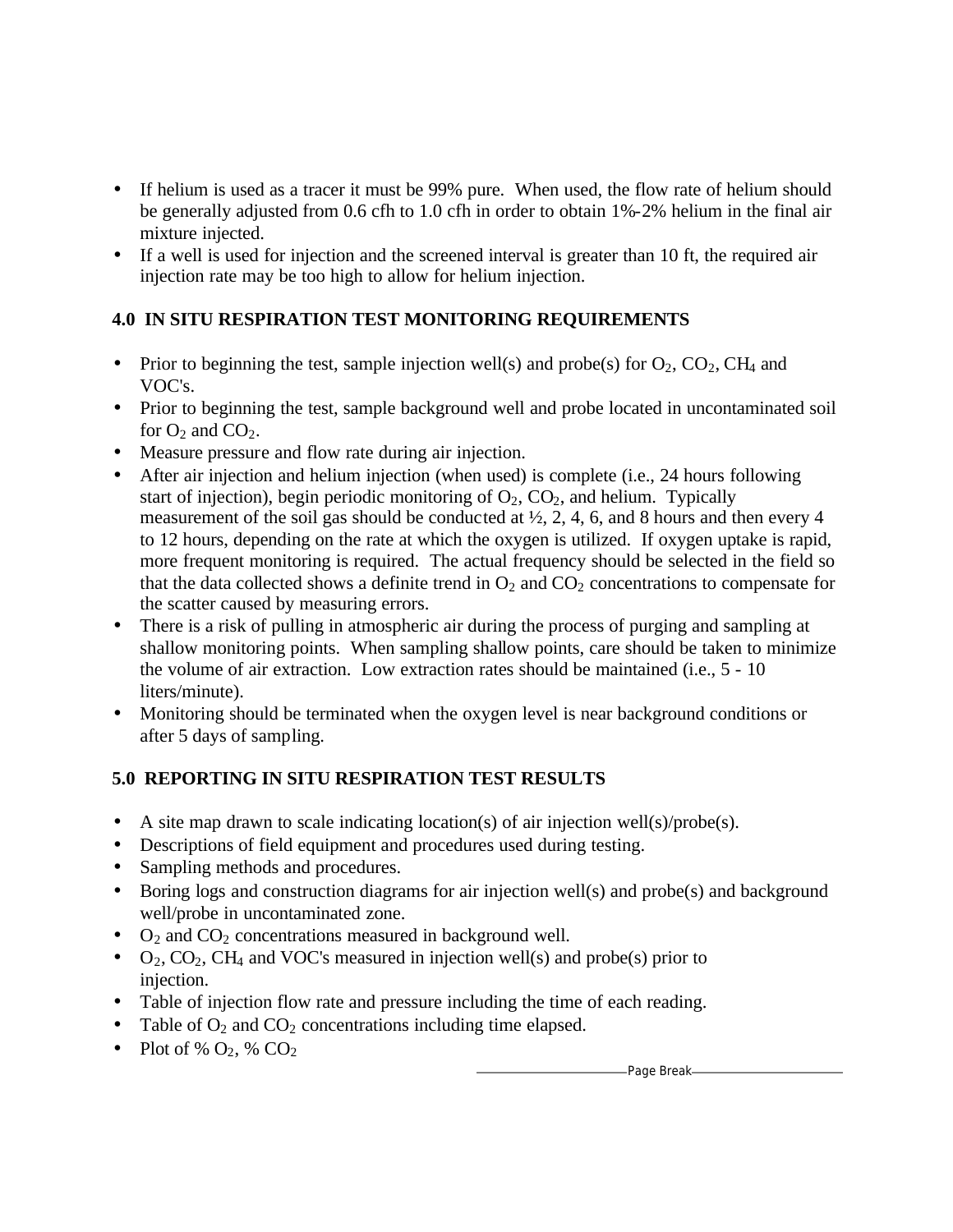- If helium is used as a tracer it must be 99% pure. When used, the flow rate of helium should be generally adjusted from 0.6 cfh to 1.0 cfh in order to obtain 1%-2% helium in the final air mixture injected.
- If a well is used for injection and the screened interval is greater than 10 ft, the required air injection rate may be too high to allow for helium injection.

## 4.0 IN SITU RESPIRATION TEST MONITORING REQUIREMENTS

- Prior to beginning the test, sample injection well(s) and probe(s) for $O_2$, $CO_2$, $CH_4$ and VOC's.
- Prior to beginning the test, sample background well and probe located in uncontaminated soil for $O_2$ and $CO_2$.
- Measure pressure and flow rate during air injection.
- After air injection and helium injection (when used) is complete (i.e., 24 hours following start of injection), begin periodic monitoring of $O_2$, $CO_2$, and helium. Typically measurement of the soil gas should be conducted at ½, 2, 4, 6, and 8 hours and then every 4 to 12 hours, depending on the rate at which the oxygen is utilized. If oxygen uptake is rapid, more frequent monitoring is required. The actual frequency should be selected in the field so that the data collected shows a definite trend in $O_2$ and $CO_2$ concentrations to compensate for the scatter caused by measuring errors.
- There is a risk of pulling in atmospheric air during the process of purging and sampling at shallow monitoring points. When sampling shallow points, care should be taken to minimize the volume of air extraction. Low extraction rates should be maintained (i.e., 5 - 10 liters/minute).
- Monitoring should be terminated when the oxygen level is near background conditions or after 5 days of sampling.

## 5.0 REPORTING IN SITU RESPIRATION TEST RESULTS

- A site map drawn to scale indicating location(s) of air injection well(s)/probe(s).
- Descriptions of field equipment and procedures used during testing.
- Sampling methods and procedures.
- Boring logs and construction diagrams for air injection well(s) and probe(s) and background well/probe in uncontaminated zone.
- $O_2$ and $CO_2$ concentrations measured in background well.
- $O_2$, $CO_2$, $CH_4$ and VOC's measured in injection well(s) and probe(s) prior to injection.
- Table of injection flow rate and pressure including the time of each reading.
- Table of $O_2$ and $CO_2$ concentrations including time elapsed.
- Plot of % $O_2$, % $CO_2$